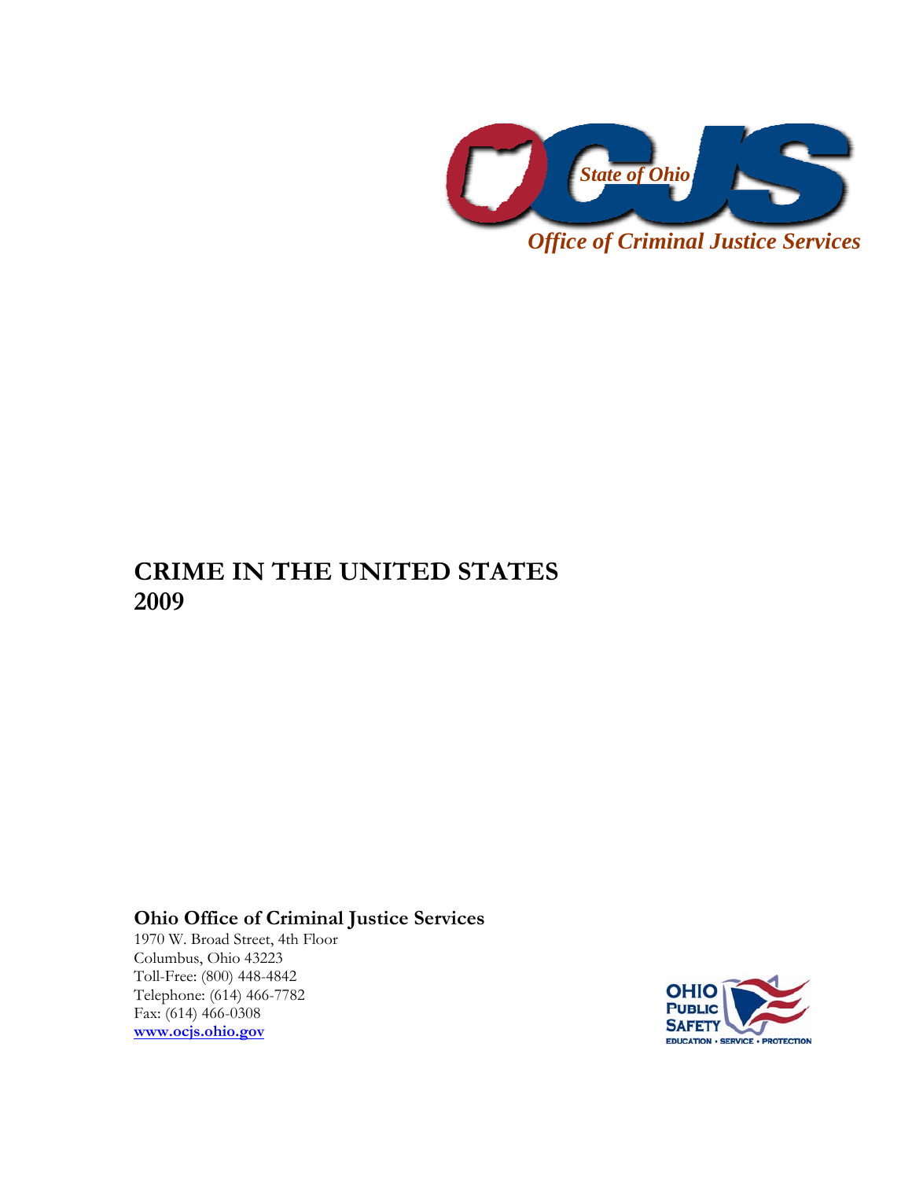State of Ohio

*Office of Criminal Justice Services*

# CRIME IN THE UNITED STATES 2009

**Ohio Office of Criminal Justice Services**

1970 W. Broad Street, 4th Floor
Columbus, Ohio 43223
Toll-Free: (800) 448-4842
Telephone: (614) 466-7782
Fax: (614) 466-0308
[www.ocjs.ohio.gov](http://www.ocjs.ohio.gov)

OHIO PUBLIC SAFETY
EDUCATION • SERVICE • PROTECTION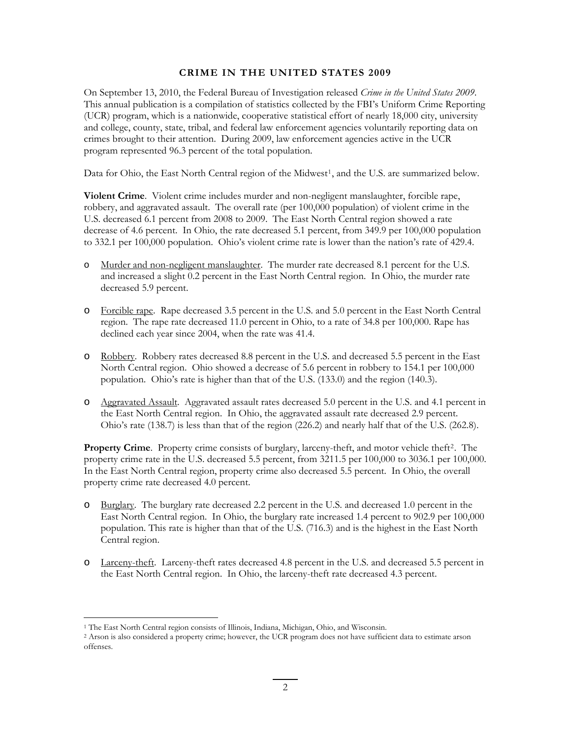# CRIME IN THE UNITED STATES 2009

On September 13, 2010, the Federal Bureau of Investigation released *Crime in the United States 2009*. This annual publication is a compilation of statistics collected by the FBI's Uniform Crime Reporting (UCR) program, which is a nationwide, cooperative statistical effort of nearly 18,000 city, university and college, county, state, tribal, and federal law enforcement agencies voluntarily reporting data on crimes brought to their attention. During 2009, law enforcement agencies active in the UCR program represented 96.3 percent of the total population.

Data for Ohio, the East North Central region of the Midwest[1], and the U.S. are summarized below.

**Violent Crime**. Violent crime includes murder and non-negligent manslaughter, forcible rape, robbery, and aggravated assault. The overall rate (per 100,000 population) of violent crime in the U.S. decreased 6.1 percent from 2008 to 2009. The East North Central region showed a rate decrease of 4.6 percent. In Ohio, the rate decreased 5.1 percent, from 349.9 per 100,000 population to 332.1 per 100,000 population. Ohio's violent crime rate is lower than the nation's rate of 429.4.

- Murder and non-negligent manslaughter. The murder rate decreased 8.1 percent for the U.S. and increased a slight 0.2 percent in the East North Central region. In Ohio, the murder rate decreased 5.9 percent.
- Forcible rape. Rape decreased 3.5 percent in the U.S. and 5.0 percent in the East North Central region. The rape rate decreased 11.0 percent in Ohio, to a rate of 34.8 per 100,000. Rape has declined each year since 2004, when the rate was 41.4.
- Robbery. Robbery rates decreased 8.8 percent in the U.S. and decreased 5.5 percent in the East North Central region. Ohio showed a decrease of 5.6 percent in robbery to 154.1 per 100,000 population. Ohio's rate is higher than that of the U.S. (133.0) and the region (140.3).
- Aggravated Assault. Aggravated assault rates decreased 5.0 percent in the U.S. and 4.1 percent in the East North Central region. In Ohio, the aggravated assault rate decreased 2.9 percent. Ohio's rate (138.7) is less than that of the region (226.2) and nearly half that of the U.S. (262.8).

**Property Crime**. Property crime consists of burglary, larceny-theft, and motor vehicle theft[2]. The property crime rate in the U.S. decreased 5.5 percent, from 3211.5 per 100,000 to 3036.1 per 100,000. In the East North Central region, property crime also decreased 5.5 percent. In Ohio, the overall property crime rate decreased 4.0 percent.

- Burglary. The burglary rate decreased 2.2 percent in the U.S. and decreased 1.0 percent in the East North Central region. In Ohio, the burglary rate increased 1.4 percent to 902.9 per 100,000 population. This rate is higher than that of the U.S. (716.3) and is the highest in the East North Central region.
- Larceny-theft. Larceny-theft rates decreased 4.8 percent in the U.S. and decreased 5.5 percent in the East North Central region. In Ohio, the larceny-theft rate decreased 4.3 percent.

---

[1] The East North Central region consists of Illinois, Indiana, Michigan, Ohio, and Wisconsin.

[2] Arson is also considered a property crime; however, the UCR program does not have sufficient data to estimate arson offenses.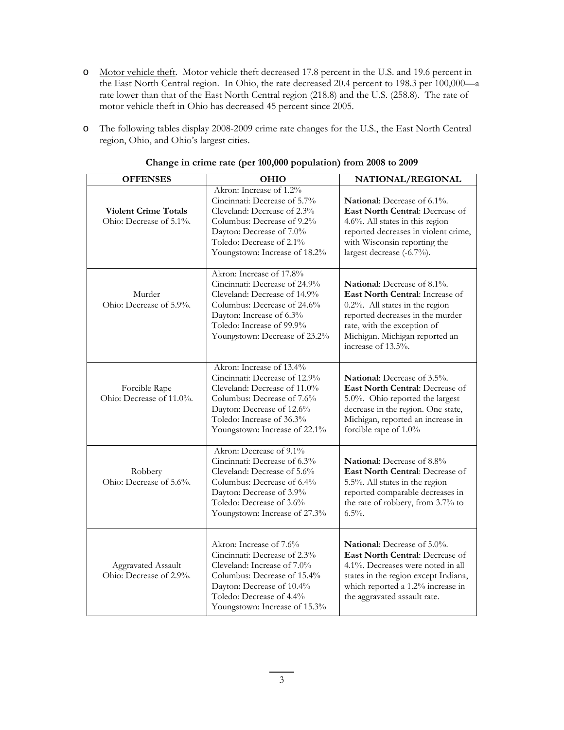- Motor vehicle theft. Motor vehicle theft decreased 17.8 percent in the U.S. and 19.6 percent in the East North Central region. In Ohio, the rate decreased 20.4 percent to 198.3 per 100,000—a rate lower than that of the East North Central region (218.8) and the U.S. (258.8). The rate of motor vehicle theft in Ohio has decreased 45 percent since 2005.

- The following tables display 2008-2009 crime rate changes for the U.S., the East North Central region, Ohio, and Ohio's largest cities.

**Change in crime rate (per 100,000 population) from 2008 to 2009**

| OFFENSES | OHIO | NATIONAL/REGIONAL |
|---|---|---|
| **Violent Crime Totals**<br>Ohio: Decrease of 5.1%. | Akron: Increase of 1.2%<br>Cincinnati: Decrease of 5.7%<br>Cleveland: Decrease of 2.3%<br>Columbus: Decrease of 9.2%<br>Dayton: Decrease of 7.0%<br>Toledo: Decrease of 2.1%<br>Youngstown: Increase of 18.2% | **National**: Decrease of 6.1%. **East North Central**: Decrease of 4.6%. All states in this region reported decreases in violent crime, with Wisconsin reporting the largest decrease (-6.7%). |
| Murder<br>Ohio: Decrease of 5.9%. | Akron: Increase of 17.8%<br>Cincinnati: Decrease of 24.9%<br>Cleveland: Decrease of 14.9%<br>Columbus: Decrease of 24.6%<br>Dayton: Increase of 6.3%<br>Toledo: Increase of 99.9%<br>Youngstown: Decrease of 23.2% | **National**: Decrease of 8.1%. **East North Central**: Increase of 0.2%. All states in the region reported decreases in the murder rate, with the exception of Michigan. Michigan reported an increase of 13.5%. |
| Forcible Rape<br>Ohio: Decrease of 11.0%. | Akron: Increase of 13.4%<br>Cincinnati: Decrease of 12.9%<br>Cleveland: Decrease of 11.0%<br>Columbus: Decrease of 7.6%<br>Dayton: Decrease of 12.6%<br>Toledo: Increase of 36.3%<br>Youngstown: Increase of 22.1% | **National**: Decrease of 3.5%. **East North Central**: Decrease of 5.0%. Ohio reported the largest decrease in the region. One state, Michigan, reported an increase in forcible rape of 1.0% |
| Robbery<br>Ohio: Decrease of 5.6%. | Akron: Decrease of 9.1%<br>Cincinnati: Decrease of 6.3%<br>Cleveland: Decrease of 5.6%<br>Columbus: Decrease of 6.4%<br>Dayton: Decrease of 3.9%<br>Toledo: Decrease of 3.6%<br>Youngstown: Increase of 27.3% | **National**: Decrease of 8.8% **East North Central**: Decrease of 5.5%. All states in the region reported comparable decreases in the rate of robbery, from 3.7% to 6.5%. |
| Aggravated Assault<br>Ohio: Decrease of 2.9%. | Akron: Increase of 7.6%<br>Cincinnati: Decrease of 2.3%<br>Cleveland: Increase of 7.0%<br>Columbus: Decrease of 15.4%<br>Dayton: Decrease of 10.4%<br>Toledo: Decrease of 4.4%<br>Youngstown: Increase of 15.3% | **National**: Decrease of 5.0%. **East North Central**: Decrease of 4.1%. Decreases were noted in all states in the region except Indiana, which reported a 1.2% increase in the aggravated assault rate. |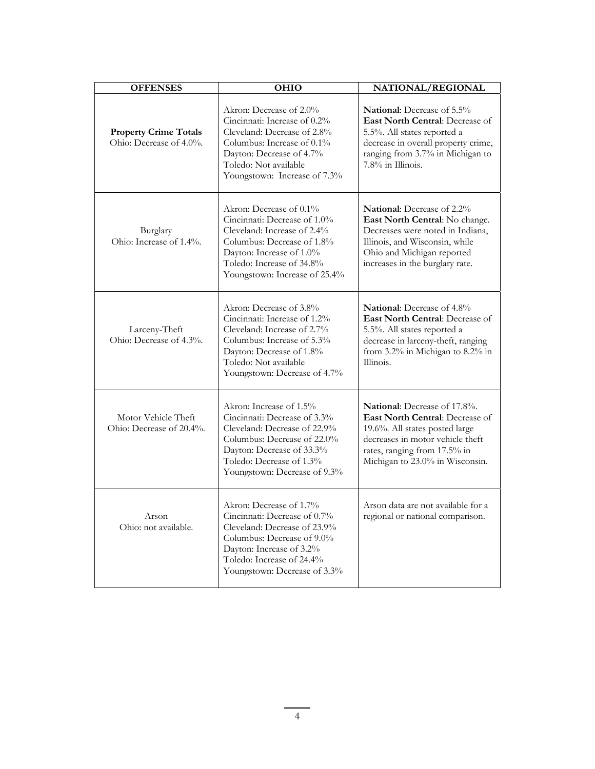| OFFENSES | OHIO | NATIONAL/REGIONAL |
|---|---|---|
| **Property Crime Totals** Ohio: Decrease of 4.0%. | Akron: Decrease of 2.0% Cincinnati: Increase of 0.2% Cleveland: Decrease of 2.8% Columbus: Increase of 0.1% Dayton: Decrease of 4.7% Toledo: Not available Youngstown: Increase of 7.3% | **National**: Decrease of 5.5% **East North Central**: Decrease of 5.5%. All states reported a decrease in overall property crime, ranging from 3.7% in Michigan to 7.8% in Illinois. |
| Burglary Ohio: Increase of 1.4%. | Akron: Decrease of 0.1% Cincinnati: Decrease of 1.0% Cleveland: Increase of 2.4% Columbus: Decrease of 1.8% Dayton: Increase of 1.0% Toledo: Increase of 34.8% Youngstown: Increase of 25.4% | **National**: Decrease of 2.2% **East North Central**: No change. Decreases were noted in Indiana, Illinois, and Wisconsin, while Ohio and Michigan reported increases in the burglary rate. |
| Larceny-Theft Ohio: Decrease of 4.3%. | Akron: Decrease of 3.8% Cincinnati: Increase of 1.2% Cleveland: Increase of 2.7% Columbus: Increase of 5.3% Dayton: Decrease of 1.8% Toledo: Not available Youngstown: Decrease of 4.7% | **National**: Decrease of 4.8% **East North Central**: Decrease of 5.5%. All states reported a decrease in larceny-theft, ranging from 3.2% in Michigan to 8.2% in Illinois. |
| Motor Vehicle Theft Ohio: Decrease of 20.4%. | Akron: Increase of 1.5% Cincinnati: Decrease of 3.3% Cleveland: Decrease of 22.9% Columbus: Decrease of 22.0% Dayton: Decrease of 33.3% Toledo: Decrease of 1.3% Youngstown: Decrease of 9.3% | **National**: Decrease of 17.8%. **East North Central**: Decrease of 19.6%. All states posted large decreases in motor vehicle theft rates, ranging from 17.5% in Michigan to 23.0% in Wisconsin. |
| Arson Ohio: not available. | Akron: Decrease of 1.7% Cincinnati: Decrease of 0.7% Cleveland: Decrease of 23.9% Columbus: Decrease of 9.0% Dayton: Increase of 3.2% Toledo: Increase of 24.4% Youngstown: Decrease of 3.3% | Arson data are not available for a regional or national comparison. |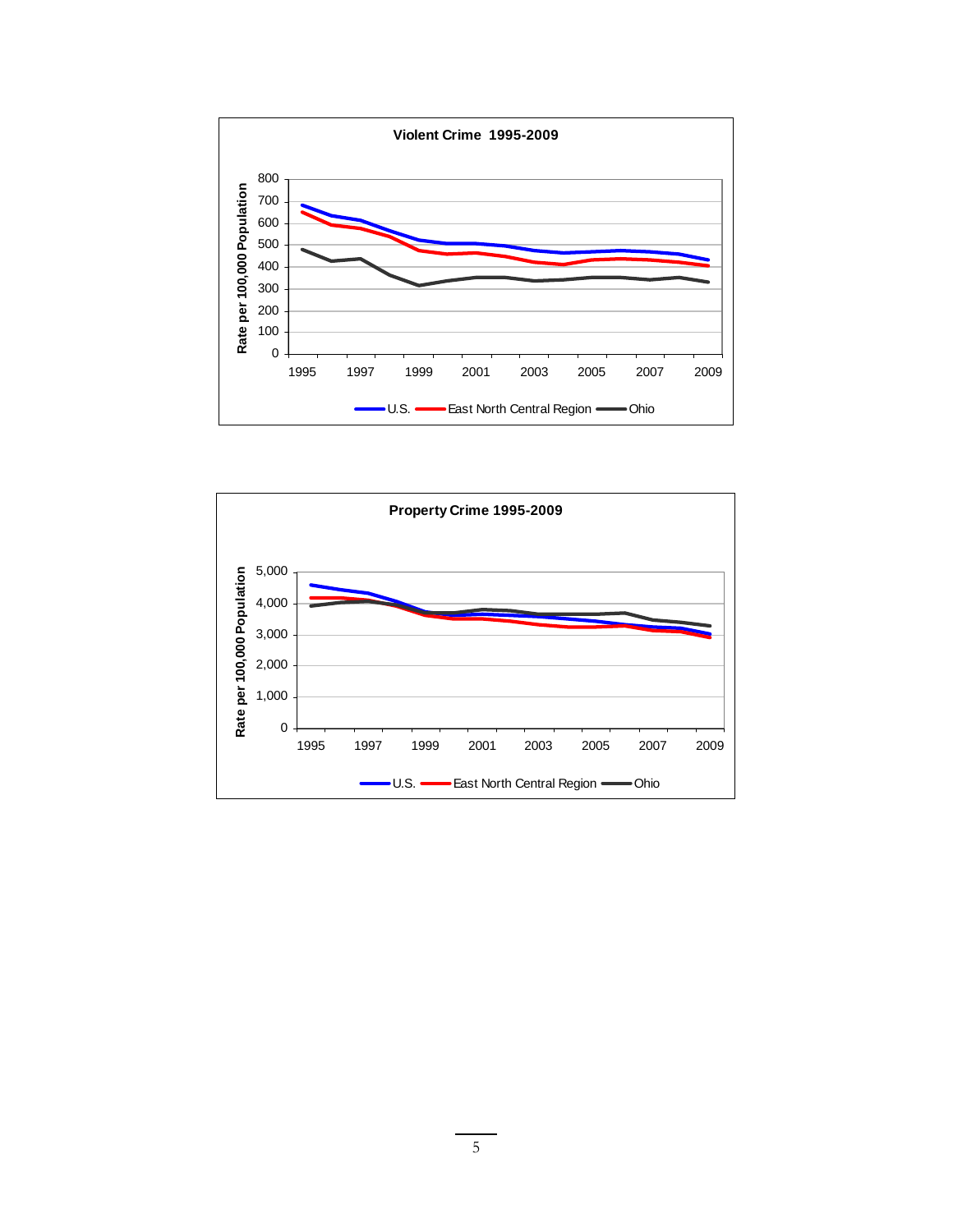Violent Crime 1995-2009

Rate per 100,000 Population

800
700
600
500
400
300
200
100
0

1995 1997 1999 2001 2003 2005 2007 2009

U.S. East North Central Region Ohio

Property Crime 1995-2009

Rate per 100,000 Population

5,000
4,000
3,000
2,000
1,000
0

1995 1997 1999 2001 2003 2005 2007 2009

U.S. East North Central Region Ohio